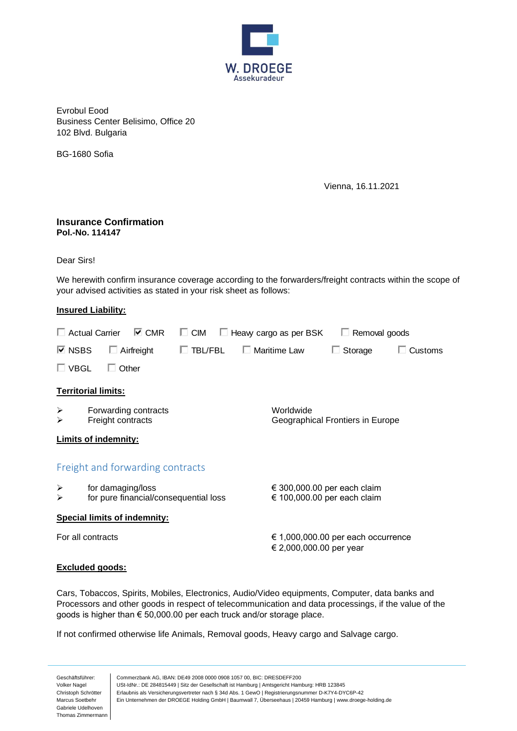W. DROEGE
Assekuradeur

Evrobul Eood
Business Center Belisimo, Office 20
102 Blvd. Bulgaria

BG-1680 Sofia

Vienna, 16.11.2021

**Insurance Confirmation**
**Pol.-No. 114147**

Dear Sirs!

We herewith confirm insurance coverage according to the forwarders/freight contracts within the scope of your advised activities as stated in your risk sheet as follows:

**Insured Liability:**

☐ Actual Carrier ☑ CMR ☐ CIM ☐ Heavy cargo as per BSK ☐ Removal goods

☑ NSBS ☐ Airfreight ☐ TBL/FBL ☐ Maritime Law ☐ Storage ☐ Customs

☐ VBGL ☐ Other

**Territorial limits:**

- Forwarding contracts — Worldwide
- Freight contracts — Geographical Frontiers in Europe

**Limits of indemnity:**

## Freight and forwarding contracts

- for damaging/loss — € 300,000.00 per each claim
- for pure financial/consequential loss — € 100,000.00 per each claim

**Special limits of indemnity:**

For all contracts — € 1,000,000.00 per each occurrence
€ 2,000,000.00 per year

**Excluded goods:**

Cars, Tobaccos, Spirits, Mobiles, Electronics, Audio/Video equipments, Computer, data banks and Processors and other goods in respect of telecommunication and data processings, if the value of the goods is higher than € 50,000.00 per each truck and/or storage place.

If not confirmed otherwise life Animals, Removal goods, Heavy cargo and Salvage cargo.

Geschäftsführer:
Volker Nagel
Christoph Schrötter
Marcus Soetbehr
Gabriele Udelhoven
Thomas Zimmermann

Commerzbank AG, IBAN: DE49 2008 0000 0908 1057 00, BIC: DRESDEFF200
USt-IdNr.: DE 284815449 | Sitz der Gesellschaft ist Hamburg | Amtsgericht Hamburg: HRB 123845
Erlaubnis als Versicherungsvertreter nach § 34d Abs. 1 GewO | Registrierungsnummer D-K7Y4-DYC6P-42
Ein Unternehmen der DROEGE Holding GmbH | Baumwall 7, Überseehaus | 20459 Hamburg | www.droege-holding.de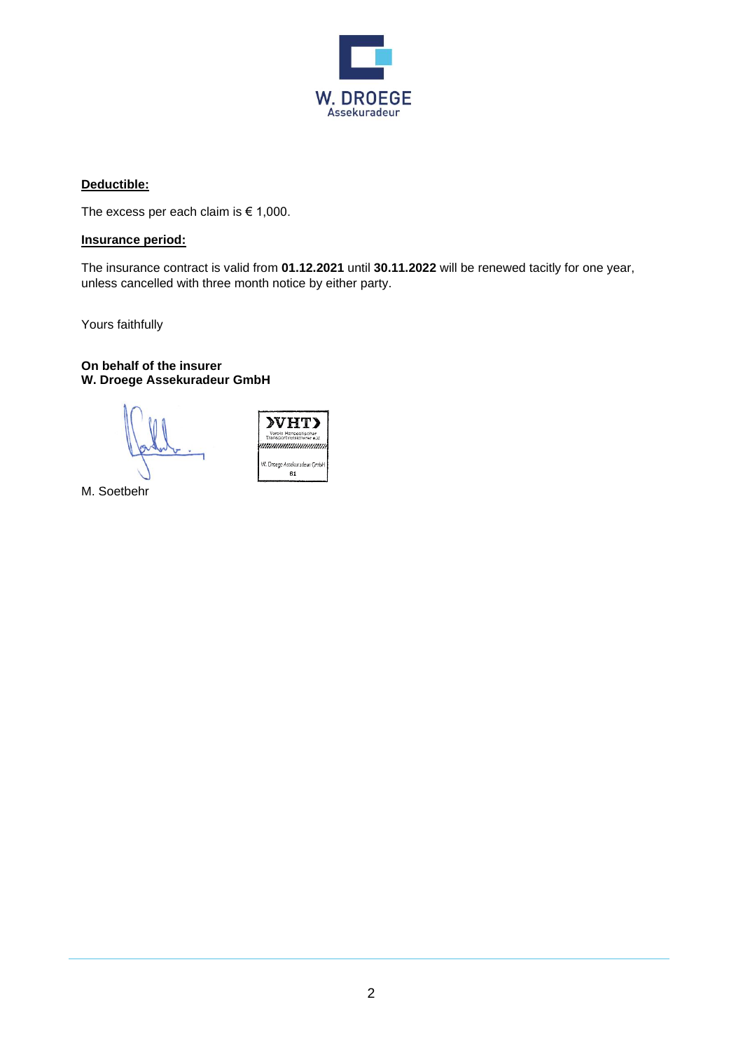**Deductible:**

The excess per each claim is € 1,000.

**Insurance period:**

The insurance contract is valid from **01.12.2021** until **30.11.2022** will be renewed tacitly for one year, unless cancelled with three month notice by either party.

Yours faithfully

**On behalf of the insurer**
**W. Droege Assekuradeur GmbH**

M. Soetbehr